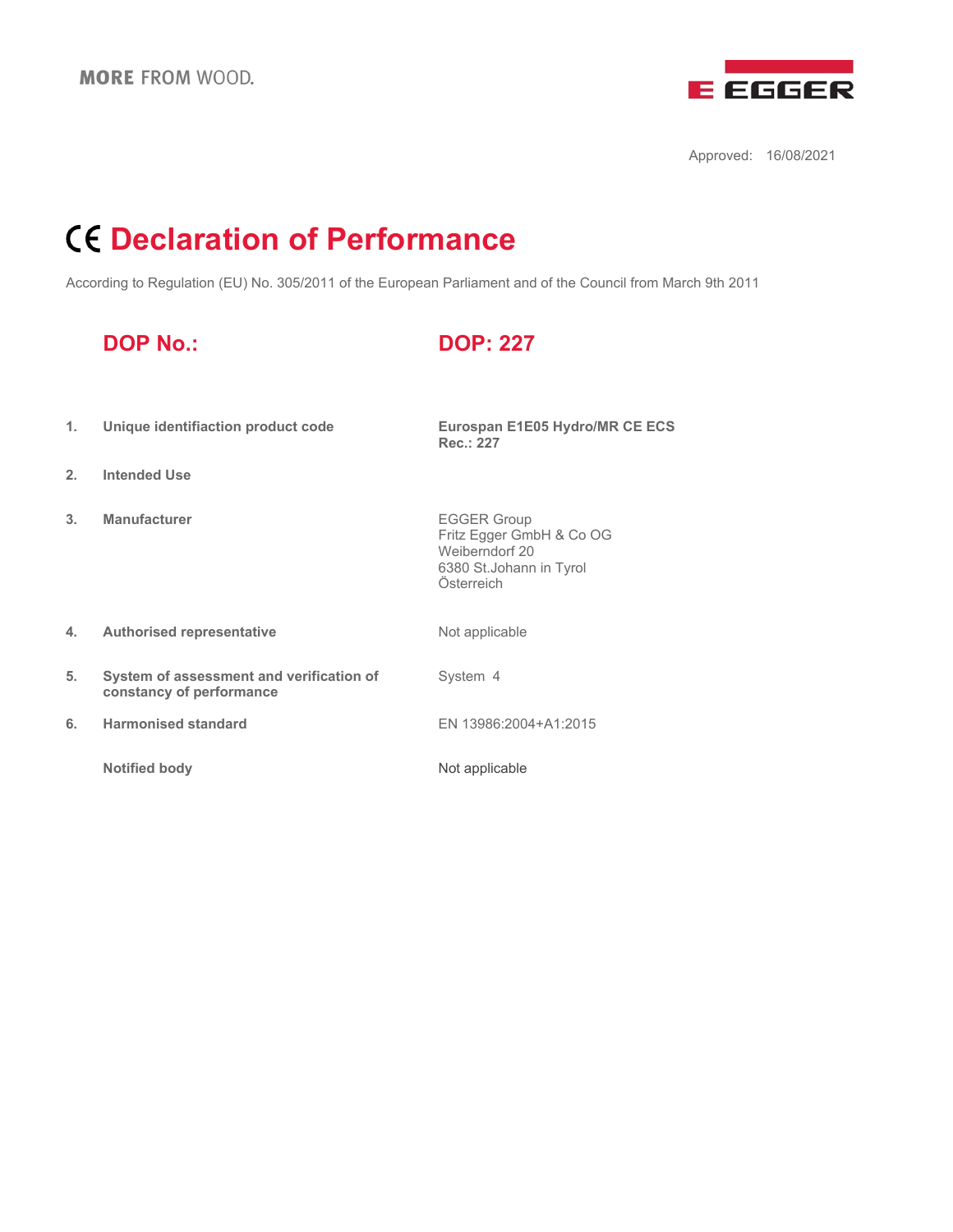MORE FROM WOOD.

EGGER

Approved: 16/08/2021

# CE Declaration of Performance

According to Regulation (EU) No. 305/2011 of the European Parliament and of the Council from March 9th 2011

## DOP No.: DOP: 227

| | | |
|---|---|---|
| **1.** | **Unique identifiaction product code** | **Eurospan E1E05 Hydro/MR CE ECS**<br>**Rec.: 227** |
| **2.** | **Intended Use** | |
| **3.** | **Manufacturer** | EGGER Group<br>Fritz Egger GmbH & Co OG<br>Weiberndorf 20<br>6380 St.Johann in Tyrol<br>Österreich |
| **4.** | **Authorised representative** | Not applicable |
| **5.** | **System of assessment and verification of constancy of performance** | System 4 |
| **6.** | **Harmonised standard** | EN 13986:2004+A1:2015 |
| | **Notified body** | Not applicable |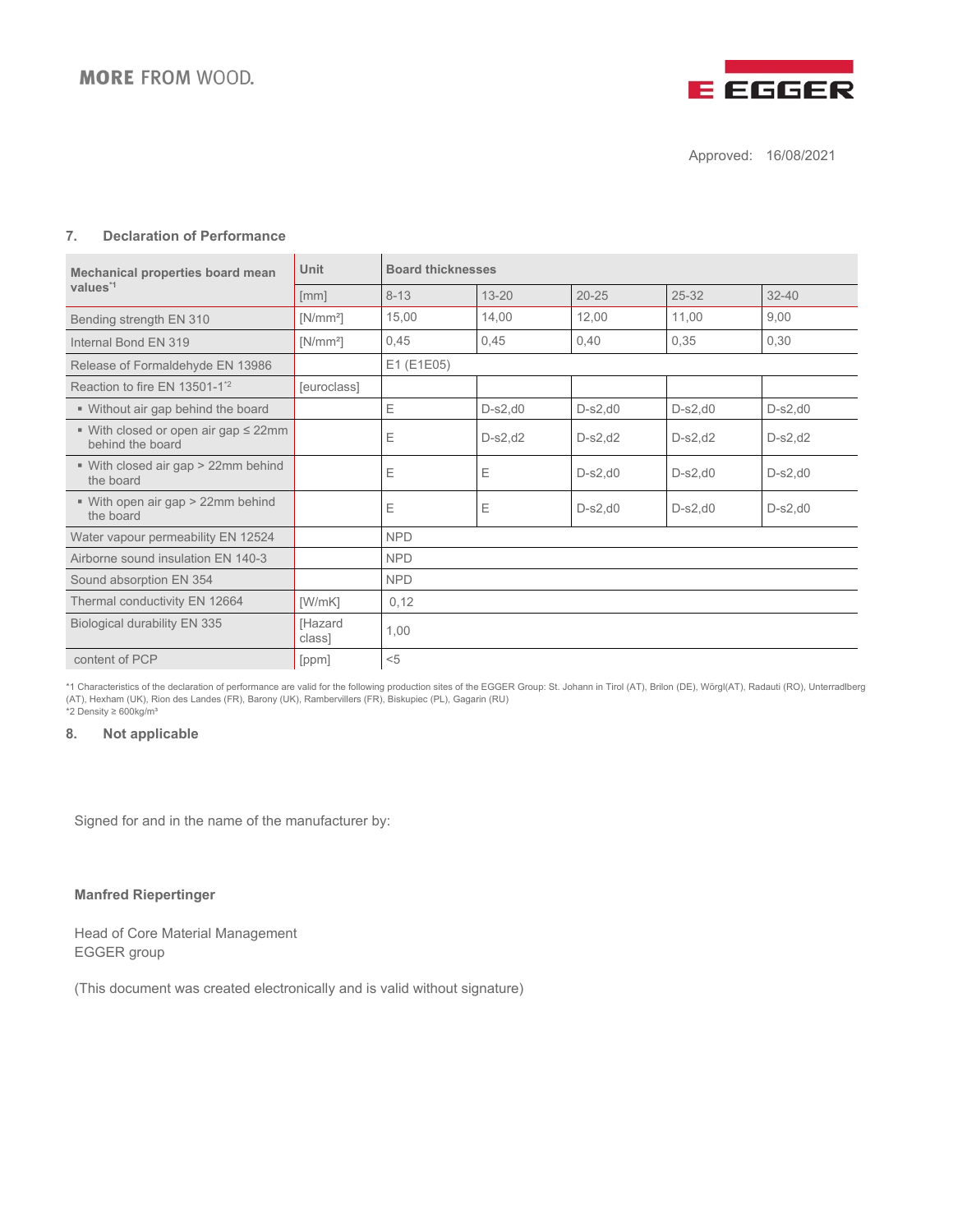Approved: 16/08/2021

## 7. Declaration of Performance

| Mechanical properties board mean values[*1] | Unit | Board thicknesses | | | | |
|---|---|---|---|---|---|---|
| | [mm] | 8-13 | 13-20 | 20-25 | 25-32 | 32-40 |
| Bending strength EN 310 | [N/mm²] | 15,00 | 14,00 | 12,00 | 11,00 | 9,00 |
| Internal Bond EN 319 | [N/mm²] | 0,45 | 0,45 | 0,40 | 0,35 | 0,30 |
| Release of Formaldehyde EN 13986 | | E1 (E1E05) | | | | |
| Reaction to fire EN 13501-1[*2] | [euroclass] | | | | | |
| ▪ Without air gap behind the board | | E | D-s2,d0 | D-s2,d0 | D-s2,d0 | D-s2,d0 |
| ▪ With closed or open air gap ≤ 22mm behind the board | | E | D-s2,d2 | D-s2,d2 | D-s2,d2 | D-s2,d2 |
| ▪ With closed air gap > 22mm behind the board | | E | E | D-s2,d0 | D-s2,d0 | D-s2,d0 |
| ▪ With open air gap > 22mm behind the board | | E | E | D-s2,d0 | D-s2,d0 | D-s2,d0 |
| Water vapour permeability EN 12524 | | NPD | | | | |
| Airborne sound insulation EN 140-3 | | NPD | | | | |
| Sound absorption EN 354 | | NPD | | | | |
| Thermal conductivity EN 12664 | [W/mK] | 0,12 | | | | |
| Biological durability EN 335 | [Hazard class] | 1,00 | | | | |
| content of PCP | [ppm] | <5 | | | | |

*1 Characteristics of the declaration of performance are valid for the following production sites of the EGGER Group: St. Johann in Tirol (AT), Brilon (DE), Wörgl(AT), Radauti (RO), Unterradlberg (AT), Hexham (UK), Rion des Landes (FR), Barony (UK), Rambervillers (FR), Biskupiec (PL), Gagarin (RU)
*2 Density ≥ 600kg/m³

## 8. Not applicable

Signed for and in the name of the manufacturer by:

**Manfred Riepertinger**

Head of Core Material Management
EGGER group

(This document was created electronically and is valid without signature)